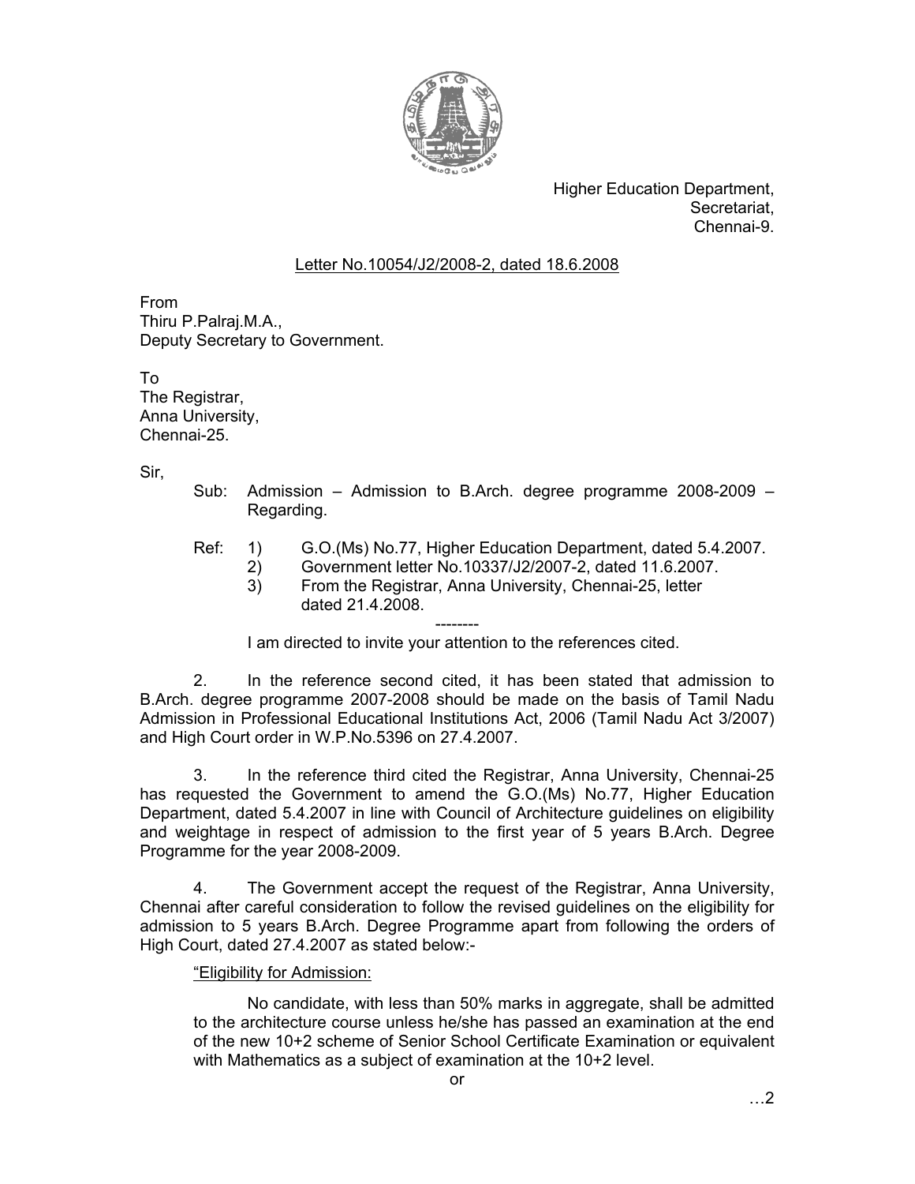Higher Education Department,
Secretariat,
Chennai-9.

Letter No.10054/J2/2008-2, dated 18.6.2008

From
Thiru P.Palraj.M.A.,
Deputy Secretary to Government.

To
The Registrar,
Anna University,
Chennai-25.

Sir,

Sub: Admission – Admission to B.Arch. degree programme 2008-2009 – Regarding.

Ref: 1) G.O.(Ms) No.77, Higher Education Department, dated 5.4.2007.
2) Government letter No.10337/J2/2007-2, dated 11.6.2007.
3) From the Registrar, Anna University, Chennai-25, letter dated 21.4.2008.

--------

I am directed to invite your attention to the references cited.

2. In the reference second cited, it has been stated that admission to B.Arch. degree programme 2007-2008 should be made on the basis of Tamil Nadu Admission in Professional Educational Institutions Act, 2006 (Tamil Nadu Act 3/2007) and High Court order in W.P.No.5396 on 27.4.2007.

3. In the reference third cited the Registrar, Anna University, Chennai-25 has requested the Government to amend the G.O.(Ms) No.77, Higher Education Department, dated 5.4.2007 in line with Council of Architecture guidelines on eligibility and weightage in respect of admission to the first year of 5 years B.Arch. Degree Programme for the year 2008-2009.

4. The Government accept the request of the Registrar, Anna University, Chennai after careful consideration to follow the revised guidelines on the eligibility for admission to 5 years B.Arch. Degree Programme apart from following the orders of High Court, dated 27.4.2007 as stated below:-

"Eligibility for Admission:

No candidate, with less than 50% marks in aggregate, shall be admitted to the architecture course unless he/she has passed an examination at the end of the new 10+2 scheme of Senior School Certificate Examination or equivalent with Mathematics as a subject of examination at the 10+2 level.

or

…2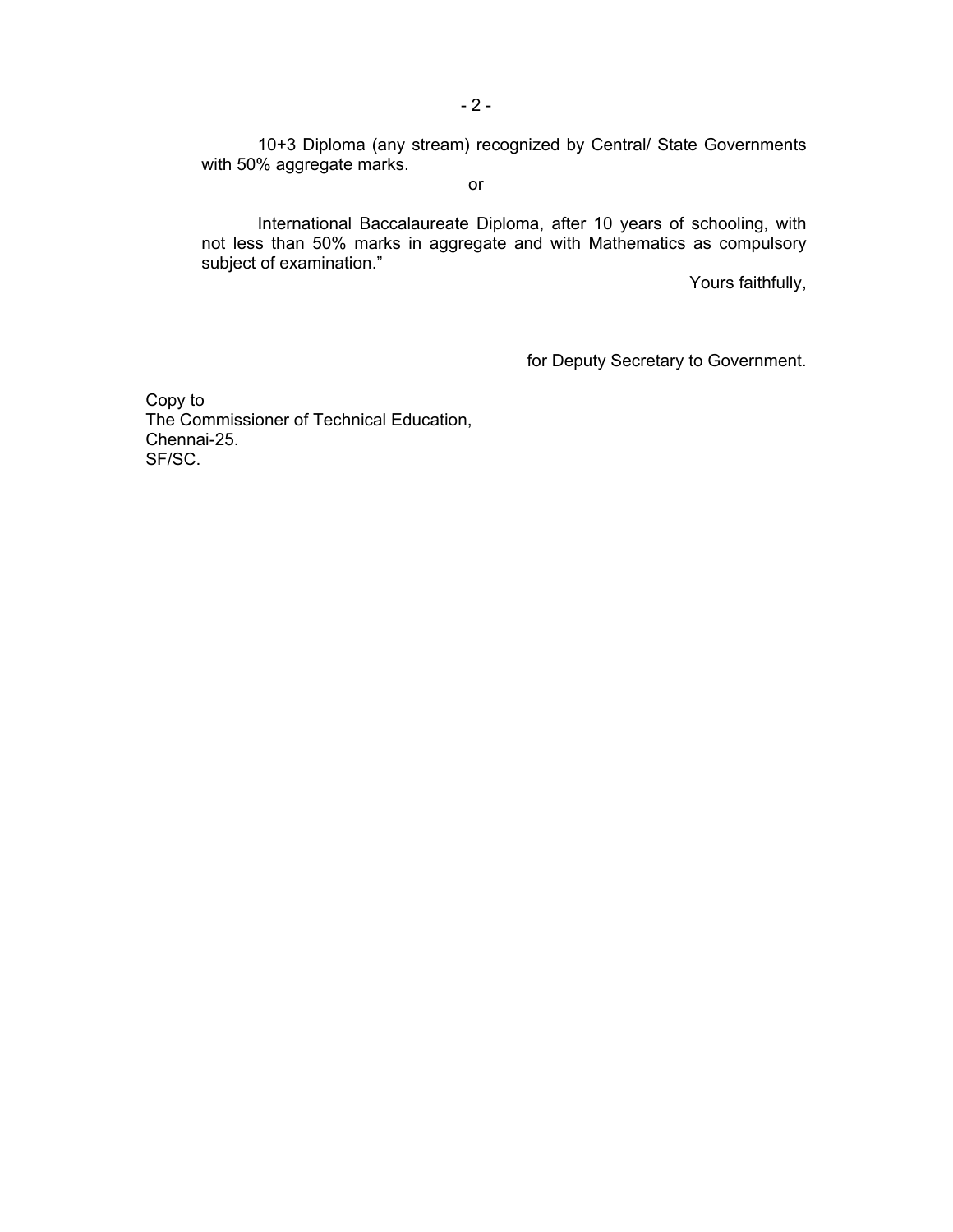10+3 Diploma (any stream) recognized by Central/ State Governments with 50% aggregate marks.

or

International Baccalaureate Diploma, after 10 years of schooling, with not less than 50% marks in aggregate and with Mathematics as compulsory subject of examination."

Yours faithfully,

for Deputy Secretary to Government.

Copy to
The Commissioner of Technical Education,
Chennai-25.
SF/SC.